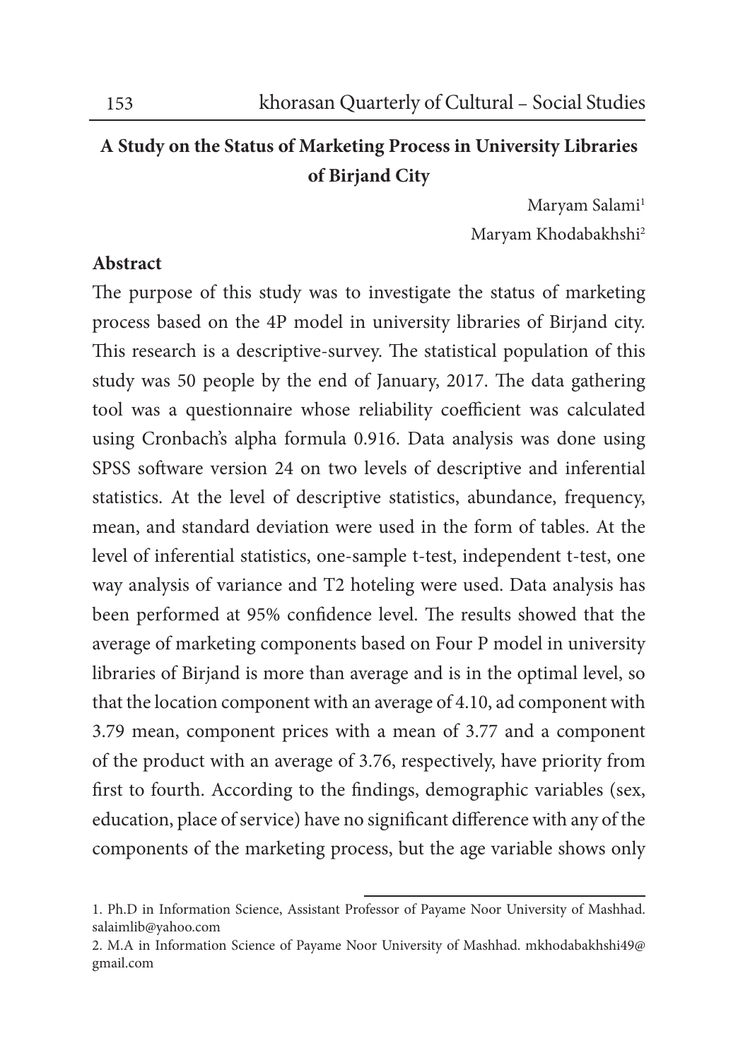# A Study on the Status of Marketing Process in University Libraries of Birjand City

Maryam Salami[1]

Maryam Khodabakhshi[2]

## Abstract

The purpose of this study was to investigate the status of marketing process based on the 4P model in university libraries of Birjand city. This research is a descriptive-survey. The statistical population of this study was 50 people by the end of January, 2017. The data gathering tool was a questionnaire whose reliability coefficient was calculated using Cronbach's alpha formula 0.916. Data analysis was done using SPSS software version 24 on two levels of descriptive and inferential statistics. At the level of descriptive statistics, abundance, frequency, mean, and standard deviation were used in the form of tables. At the level of inferential statistics, one-sample t-test, independent t-test, one way analysis of variance and T2 hoteling were used. Data analysis has been performed at 95% confidence level. The results showed that the average of marketing components based on Four P model in university libraries of Birjand is more than average and is in the optimal level, so that the location component with an average of 4.10, ad component with 3.79 mean, component prices with a mean of 3.77 and a component of the product with an average of 3.76, respectively, have priority from first to fourth. According to the findings, demographic variables (sex, education, place of service) have no significant difference with any of the components of the marketing process, but the age variable shows only

---

1. Ph.D in Information Science, Assistant Professor of Payame Noor University of Mashhad. salaimlib@yahoo.com
2. M.A in Information Science of Payame Noor University of Mashhad. mkhodabakhshi49@gmail.com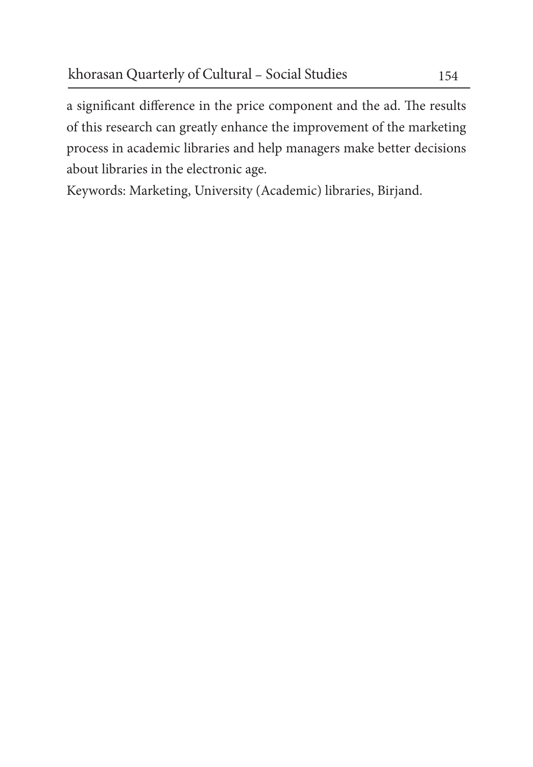a significant difference in the price component and the ad. The results of this research can greatly enhance the improvement of the marketing process in academic libraries and help managers make better decisions about libraries in the electronic age.

Keywords: Marketing, University (Academic) libraries, Birjand.